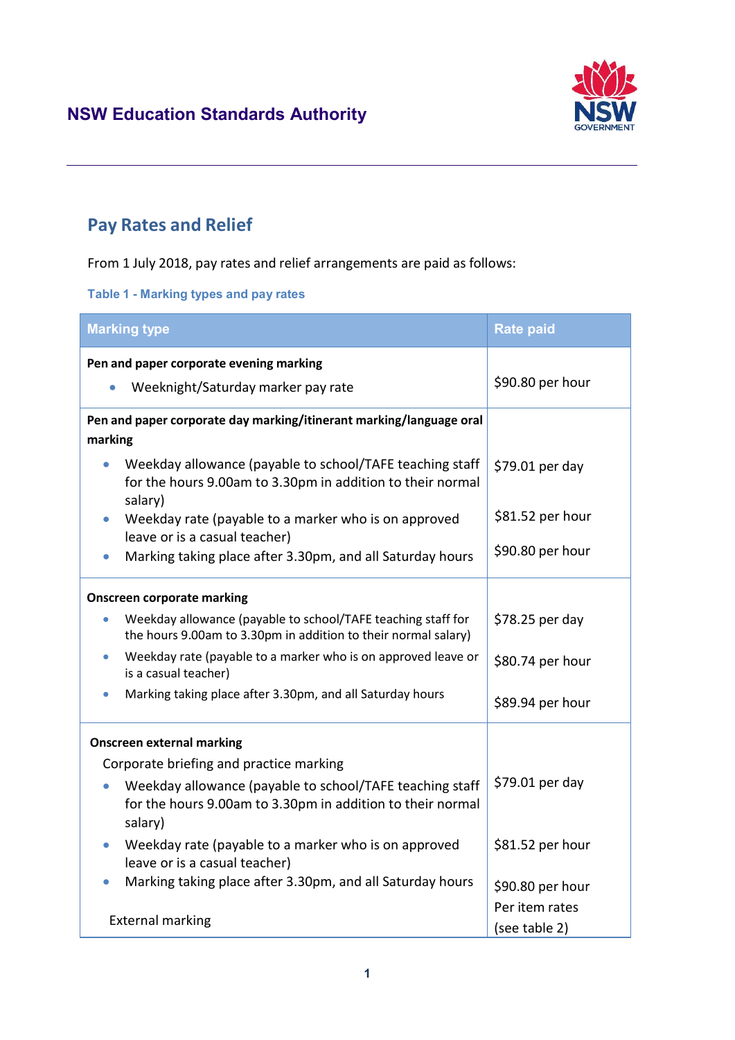**NSW Education Standards Authority**

## Pay Rates and Relief

From 1 July 2018, pay rates and relief arrangements are paid as follows:

**Table 1 - Marking types and pay rates**

| Marking type | Rate paid |
|---|---|
| **Pen and paper corporate evening marking** | |
| • Weeknight/Saturday marker pay rate | $90.80 per hour |
| **Pen and paper corporate day marking/itinerant marking/language oral marking** | |
| • Weekday allowance (payable to school/TAFE teaching staff for the hours 9.00am to 3.30pm in addition to their normal salary) | $79.01 per day |
| • Weekday rate (payable to a marker who is on approved leave or is a casual teacher) | $81.52 per hour |
| • Marking taking place after 3.30pm, and all Saturday hours | $90.80 per hour |
| **Onscreen corporate marking** | |
| • Weekday allowance (payable to school/TAFE teaching staff for the hours 9.00am to 3.30pm in addition to their normal salary) | $78.25 per day |
| • Weekday rate (payable to a marker who is on approved leave or is a casual teacher) | $80.74 per hour |
| • Marking taking place after 3.30pm, and all Saturday hours | $89.94 per hour |
| **Onscreen external marking** | |
| Corporate briefing and practice marking | |
| • Weekday allowance (payable to school/TAFE teaching staff for the hours 9.00am to 3.30pm in addition to their normal salary) | $79.01 per day |
| • Weekday rate (payable to a marker who is on approved leave or is a casual teacher) | $81.52 per hour |
| • Marking taking place after 3.30pm, and all Saturday hours | $90.80 per hour |
| External marking | Per item rates (see table 2) |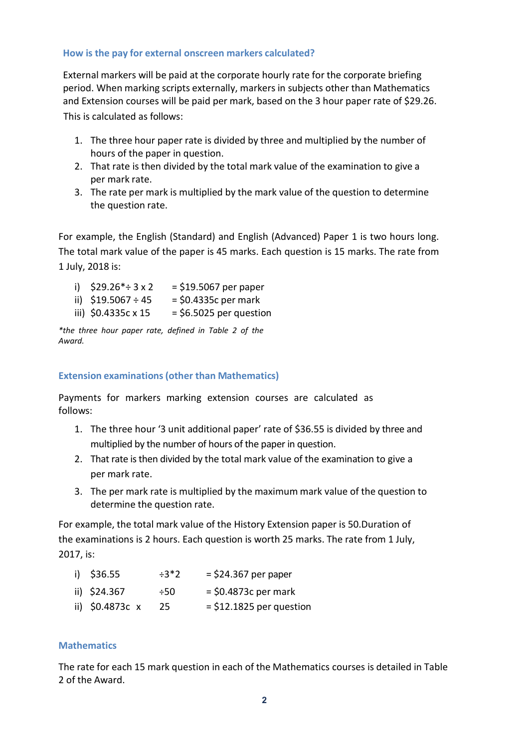### How is the pay for external onscreen markers calculated?

External markers will be paid at the corporate hourly rate for the corporate briefing period. When marking scripts externally, markers in subjects other than Mathematics and Extension courses will be paid per mark, based on the 3 hour paper rate of $29.26. This is calculated as follows:

1. The three hour paper rate is divided by three and multiplied by the number of hours of the paper in question.
2. That rate is then divided by the total mark value of the examination to give a per mark rate.
3. The rate per mark is multiplied by the mark value of the question to determine the question rate.

For example, the English (Standard) and English (Advanced) Paper 1 is two hours long. The total mark value of the paper is 45 marks. Each question is 15 marks. The rate from 1 July, 2018 is:

i) $29.26* ÷ 3 x 2 = $19.5067 per paper
ii) $19.5067 ÷ 45 = $0.4335c per mark
iii) $0.4335c x 15 = $6.5025 per question

*\*the three hour paper rate, defined in Table 2 of the Award.*

### Extension examinations (other than Mathematics)

Payments for markers marking extension courses are calculated as follows:

1. The three hour '3 unit additional paper' rate of $36.55 is divided by three and multiplied by the number of hours of the paper in question.
2. That rate is then divided by the total mark value of the examination to give a per mark rate.
3. The per mark rate is multiplied by the maximum mark value of the question to determine the question rate.

For example, the total mark value of the History Extension paper is 50.Duration of the examinations is 2 hours. Each question is worth 25 marks. The rate from 1 July, 2017, is:

i) $36.55 ÷3*2 = $24.367 per paper
ii) $24.367 ÷50 = $0.4873c per mark
ii) $0.4873c x 25 = $12.1825 per question

### Mathematics

The rate for each 15 mark question in each of the Mathematics courses is detailed in Table 2 of the Award.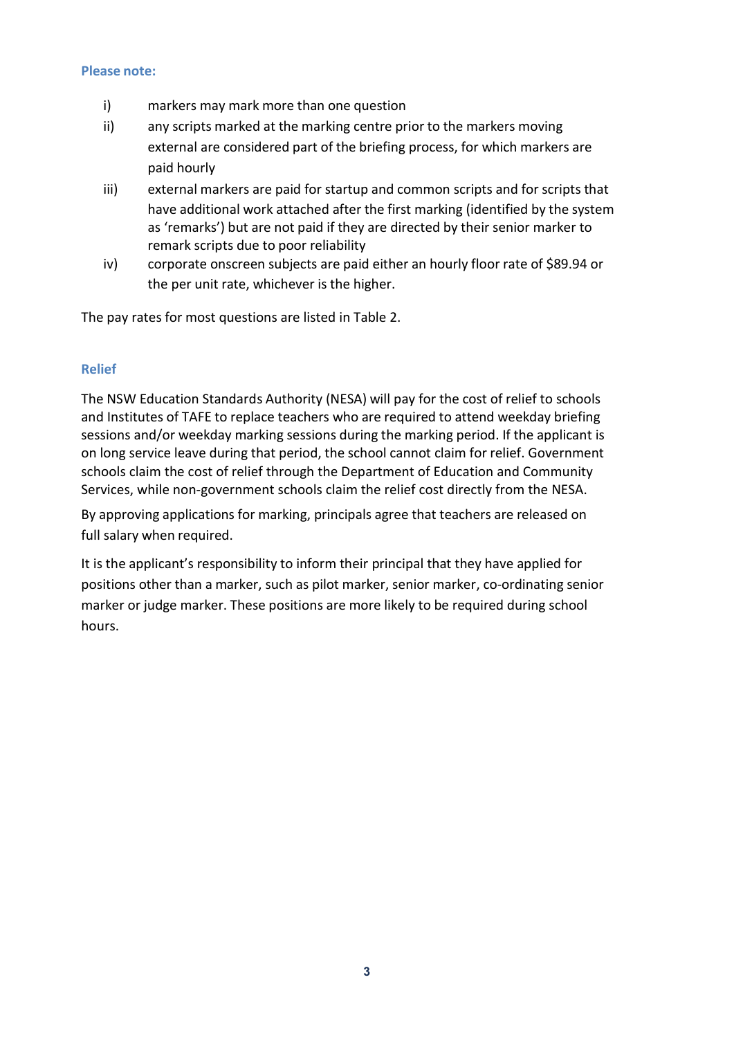**Please note:**

i) markers may mark more than one question

ii) any scripts marked at the marking centre prior to the markers moving external are considered part of the briefing process, for which markers are paid hourly

iii) external markers are paid for startup and common scripts and for scripts that have additional work attached after the first marking (identified by the system as 'remarks') but are not paid if they are directed by their senior marker to remark scripts due to poor reliability

iv) corporate onscreen subjects are paid either an hourly floor rate of $89.94 or the per unit rate, whichever is the higher.

The pay rates for most questions are listed in Table 2.

## Relief

The NSW Education Standards Authority (NESA) will pay for the cost of relief to schools and Institutes of TAFE to replace teachers who are required to attend weekday briefing sessions and/or weekday marking sessions during the marking period. If the applicant is on long service leave during that period, the school cannot claim for relief. Government schools claim the cost of relief through the Department of Education and Community Services, while non-government schools claim the relief cost directly from the NESA.

By approving applications for marking, principals agree that teachers are released on full salary when required.

It is the applicant's responsibility to inform their principal that they have applied for positions other than a marker, such as pilot marker, senior marker, co-ordinating senior marker or judge marker. These positions are more likely to be required during school hours.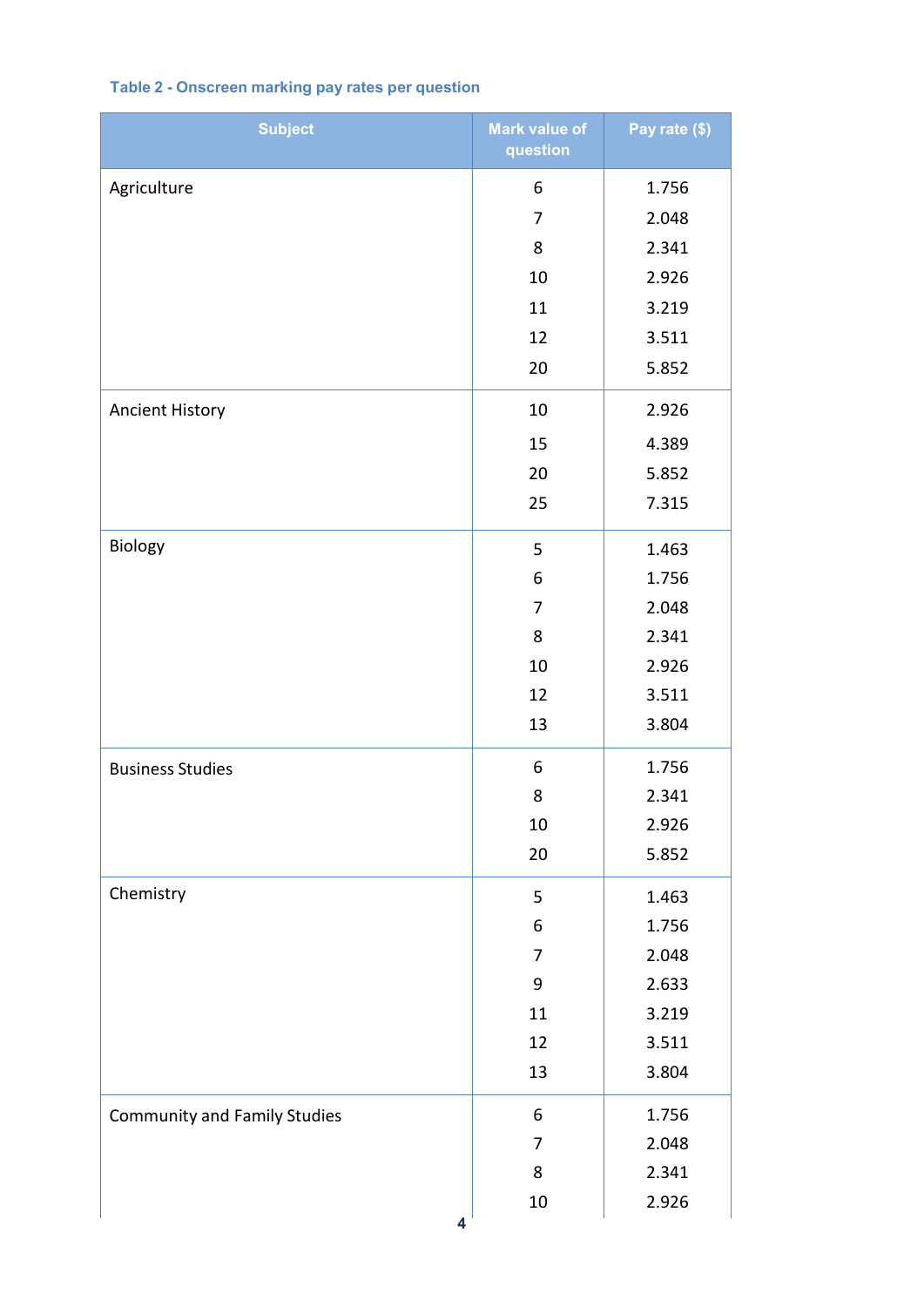**Table 2 - Onscreen marking pay rates per question**

| Subject | Mark value of question | Pay rate ($) |
|---|---|---|
| Agriculture | 6 | 1.756 |
| | 7 | 2.048 |
| | 8 | 2.341 |
| | 10 | 2.926 |
| | 11 | 3.219 |
| | 12 | 3.511 |
| | 20 | 5.852 |
| Ancient History | 10 | 2.926 |
| | 15 | 4.389 |
| | 20 | 5.852 |
| | 25 | 7.315 |
| Biology | 5 | 1.463 |
| | 6 | 1.756 |
| | 7 | 2.048 |
| | 8 | 2.341 |
| | 10 | 2.926 |
| | 12 | 3.511 |
| | 13 | 3.804 |
| Business Studies | 6 | 1.756 |
| | 8 | 2.341 |
| | 10 | 2.926 |
| | 20 | 5.852 |
| Chemistry | 5 | 1.463 |
| | 6 | 1.756 |
| | 7 | 2.048 |
| | 9 | 2.633 |
| | 11 | 3.219 |
| | 12 | 3.511 |
| | 13 | 3.804 |
| Community and Family Studies | 6 | 1.756 |
| | 7 | 2.048 |
| | 8 | 2.341 |
| | 10 | 2.926 |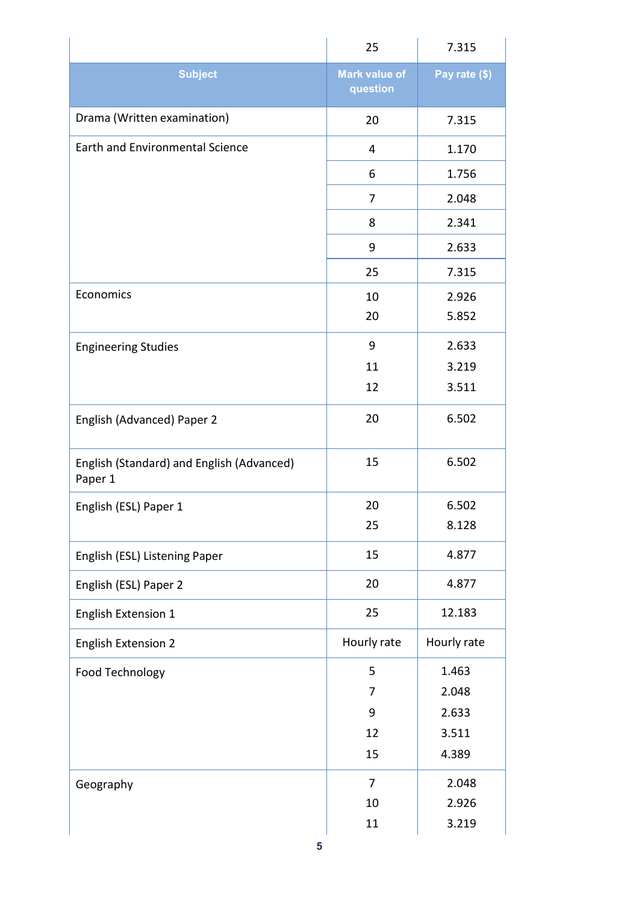| | 25 | 7.315 |
|---|---|---|
| **Subject** | **Mark value of question** | **Pay rate ($)** |
| Drama (Written examination) | 20 | 7.315 |
| Earth and Environmental Science | 4 | 1.170 |
| | 6 | 1.756 |
| | 7 | 2.048 |
| | 8 | 2.341 |
| | 9 | 2.633 |
| | 25 | 7.315 |
| Economics | 10 | 2.926 |
| | 20 | 5.852 |
| Engineering Studies | 9 | 2.633 |
| | 11 | 3.219 |
| | 12 | 3.511 |
| English (Advanced) Paper 2 | 20 | 6.502 |
| English (Standard) and English (Advanced) Paper 1 | 15 | 6.502 |
| English (ESL) Paper 1 | 20 | 6.502 |
| | 25 | 8.128 |
| English (ESL) Listening Paper | 15 | 4.877 |
| English (ESL) Paper 2 | 20 | 4.877 |
| English Extension 1 | 25 | 12.183 |
| English Extension 2 | Hourly rate | Hourly rate |
| Food Technology | 5 | 1.463 |
| | 7 | 2.048 |
| | 9 | 2.633 |
| | 12 | 3.511 |
| | 15 | 4.389 |
| Geography | 7 | 2.048 |
| | 10 | 2.926 |
| | 11 | 3.219 |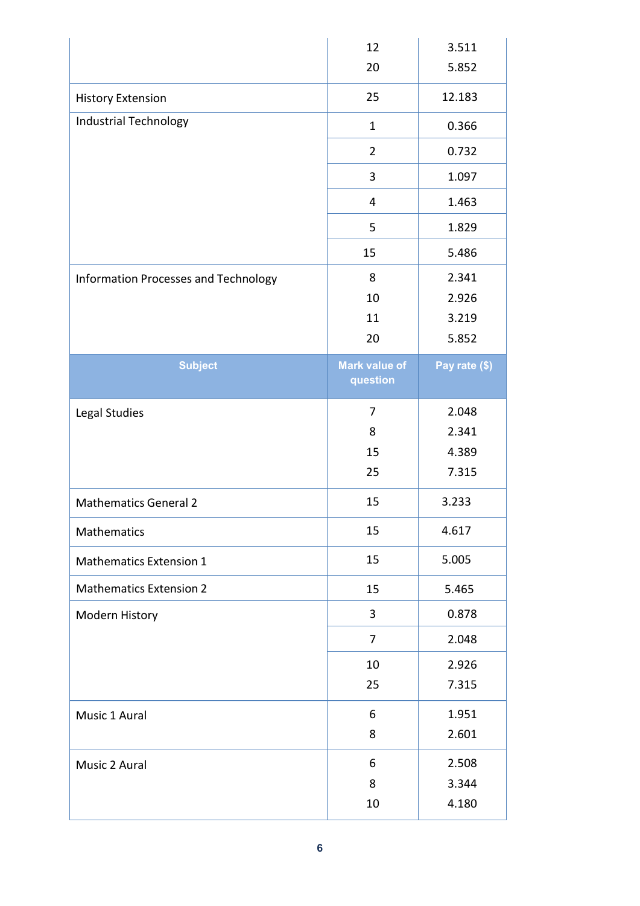| Subject | Mark value of question | Pay rate ($) |
|---|---|---|
| | 12 | 3.511 |
| | 20 | 5.852 |
| History Extension | 25 | 12.183 |
| Industrial Technology | 1 | 0.366 |
| | 2 | 0.732 |
| | 3 | 1.097 |
| | 4 | 1.463 |
| | 5 | 1.829 |
| | 15 | 5.486 |
| Information Processes and Technology | 8 | 2.341 |
| | 10 | 2.926 |
| | 11 | 3.219 |
| | 20 | 5.852 |
| Legal Studies | 7 | 2.048 |
| | 8 | 2.341 |
| | 15 | 4.389 |
| | 25 | 7.315 |
| Mathematics General 2 | 15 | 3.233 |
| Mathematics | 15 | 4.617 |
| Mathematics Extension 1 | 15 | 5.005 |
| Mathematics Extension 2 | 15 | 5.465 |
| Modern History | 3 | 0.878 |
| | 7 | 2.048 |
| | 10 | 2.926 |
| | 25 | 7.315 |
| Music 1 Aural | 6 | 1.951 |
| | 8 | 2.601 |
| Music 2 Aural | 6 | 2.508 |
| | 8 | 3.344 |
| | 10 | 4.180 |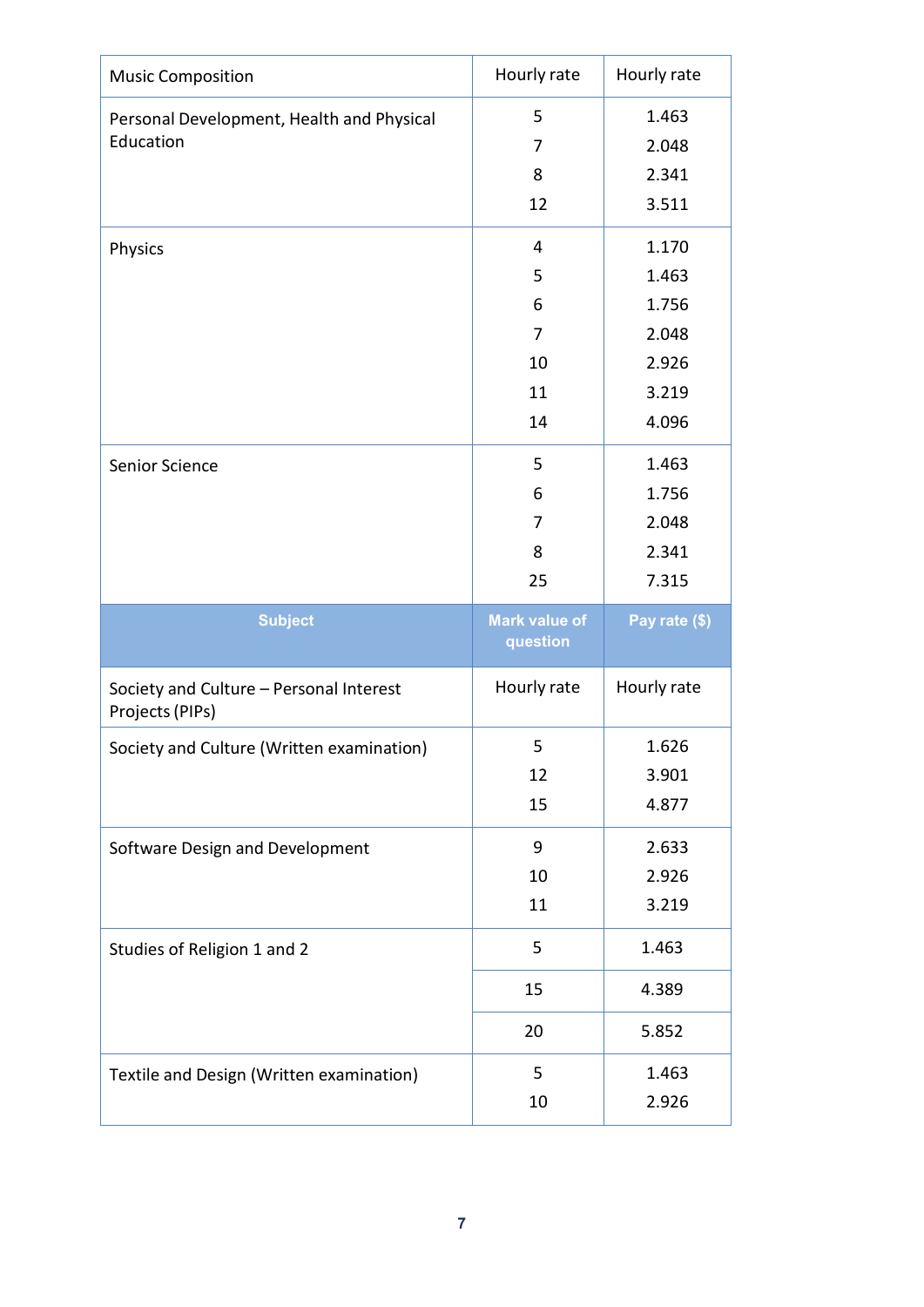| Subject | Mark value of question | Pay rate ($) |
|---|---|---|
| Music Composition | Hourly rate | Hourly rate |
| Personal Development, Health and Physical Education | 5 | 1.463 |
| | 7 | 2.048 |
| | 8 | 2.341 |
| | 12 | 3.511 |
| Physics | 4 | 1.170 |
| | 5 | 1.463 |
| | 6 | 1.756 |
| | 7 | 2.048 |
| | 10 | 2.926 |
| | 11 | 3.219 |
| | 14 | 4.096 |
| Senior Science | 5 | 1.463 |
| | 6 | 1.756 |
| | 7 | 2.048 |
| | 8 | 2.341 |
| | 25 | 7.315 |
| **Subject** | **Mark value of question** | **Pay rate ($)** |
| Society and Culture – Personal Interest Projects (PIPs) | Hourly rate | Hourly rate |
| Society and Culture (Written examination) | 5 | 1.626 |
| | 12 | 3.901 |
| | 15 | 4.877 |
| Software Design and Development | 9 | 2.633 |
| | 10 | 2.926 |
| | 11 | 3.219 |
| Studies of Religion 1 and 2 | 5 | 1.463 |
| | 15 | 4.389 |
| | 20 | 5.852 |
| Textile and Design (Written examination) | 5 | 1.463 |
| | 10 | 2.926 |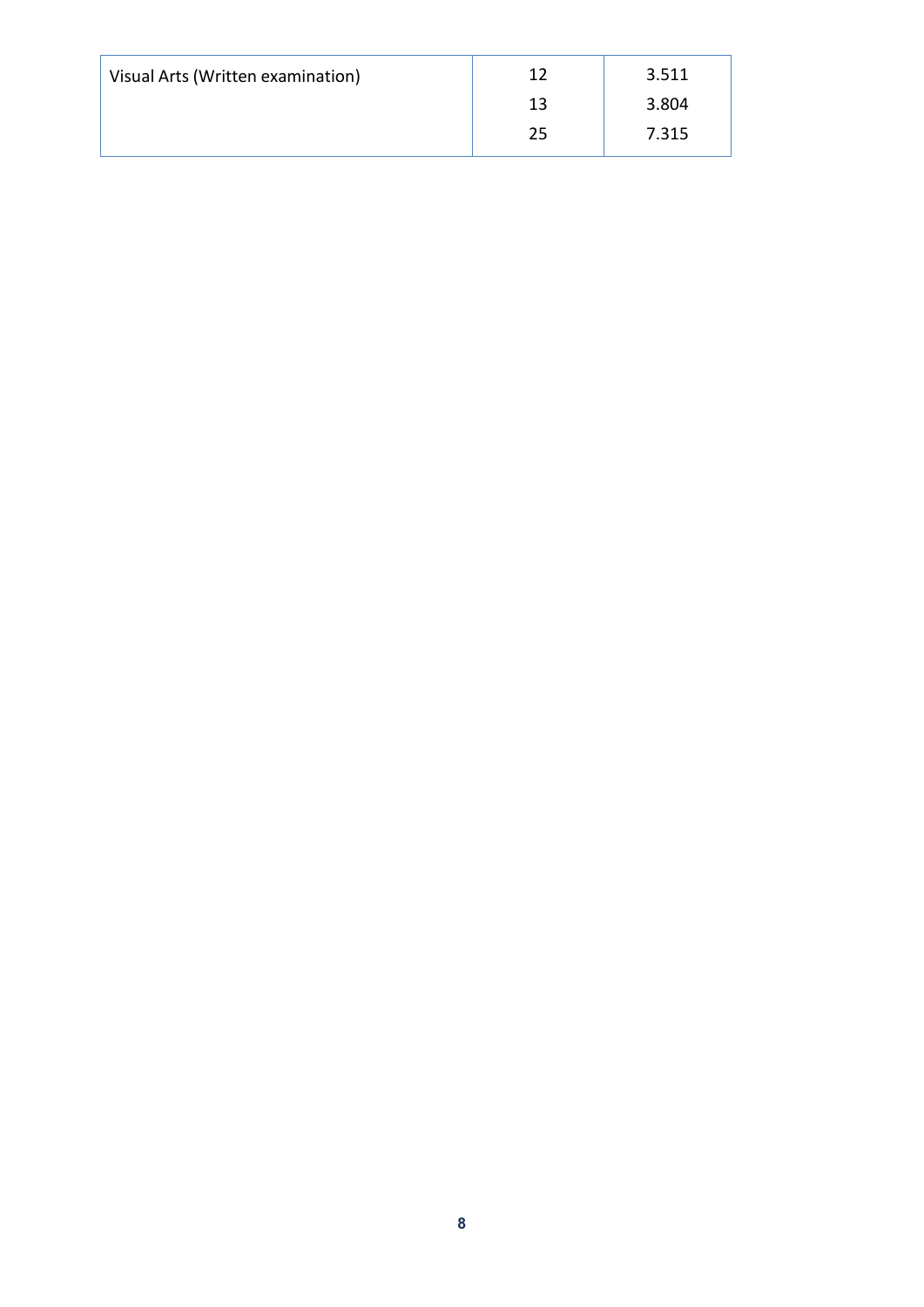| | | |
|---|---|---|
| Visual Arts (Written examination) | 12 | 3.511 |
| | 13 | 3.804 |
| | 25 | 7.315 |